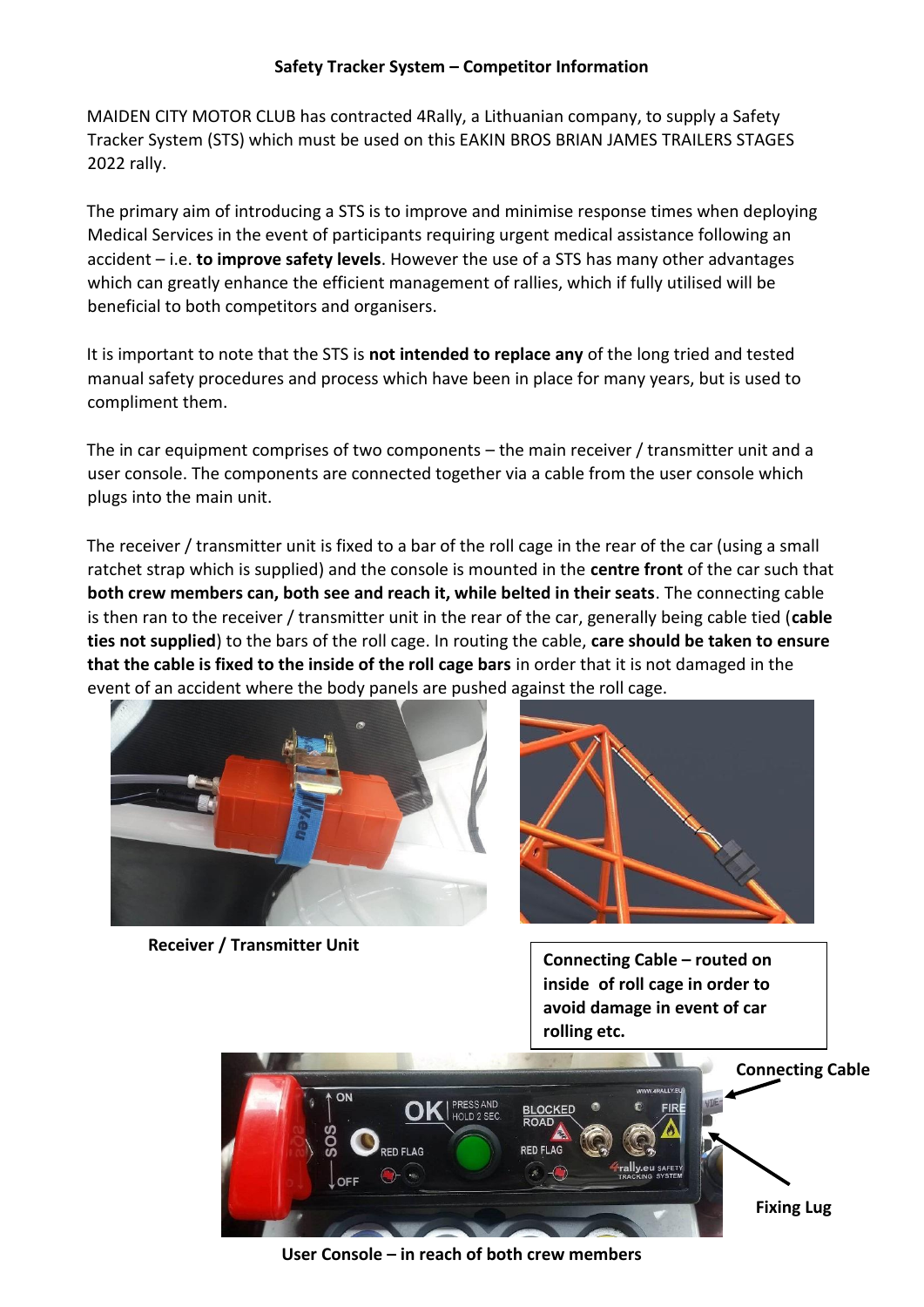**Safety Tracker System – Competitor Information**

MAIDEN CITY MOTOR CLUB has contracted 4Rally, a Lithuanian company, to supply a Safety Tracker System (STS) which must be used on this EAKIN BROS BRIAN JAMES TRAILERS STAGES 2022 rally.

The primary aim of introducing a STS is to improve and minimise response times when deploying Medical Services in the event of participants requiring urgent medical assistance following an accident – i.e. **to improve safety levels**. However the use of a STS has many other advantages which can greatly enhance the efficient management of rallies, which if fully utilised will be beneficial to both competitors and organisers.

It is important to note that the STS is **not intended to replace any** of the long tried and tested manual safety procedures and process which have been in place for many years, but is used to compliment them.

The in car equipment comprises of two components – the main receiver / transmitter unit and a user console. The components are connected together via a cable from the user console which plugs into the main unit.

The receiver / transmitter unit is fixed to a bar of the roll cage in the rear of the car (using a small ratchet strap which is supplied) and the console is mounted in the **centre front** of the car such that **both crew members can, both see and reach it, while belted in their seats**. The connecting cable is then ran to the receiver / transmitter unit in the rear of the car, generally being cable tied (**cable ties not supplied**) to the bars of the roll cage. In routing the cable, **care should be taken to ensure that the cable is fixed to the inside of the roll cage bars** in order that it is not damaged in the event of an accident where the body panels are pushed against the roll cage.

**Receiver / Transmitter Unit**

**Connecting Cable – routed on inside of roll cage in order to avoid damage in event of car rolling etc.**

**Connecting Cable**

**Fixing Lug**

**User Console – in reach of both crew members**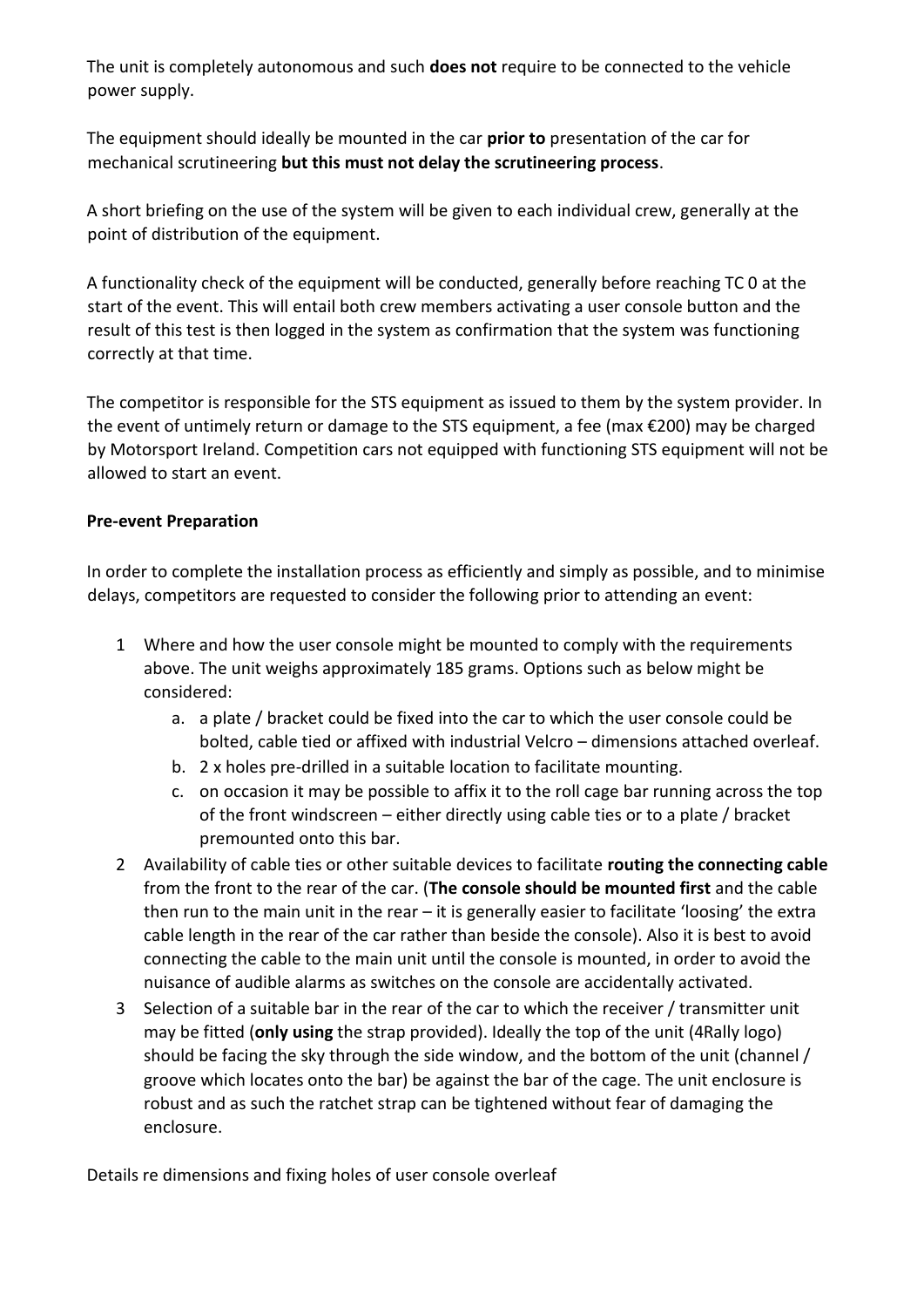The unit is completely autonomous and such **does not** require to be connected to the vehicle power supply.

The equipment should ideally be mounted in the car **prior to** presentation of the car for mechanical scrutineering **but this must not delay the scrutineering process**.

A short briefing on the use of the system will be given to each individual crew, generally at the point of distribution of the equipment.

A functionality check of the equipment will be conducted, generally before reaching TC 0 at the start of the event. This will entail both crew members activating a user console button and the result of this test is then logged in the system as confirmation that the system was functioning correctly at that time.

The competitor is responsible for the STS equipment as issued to them by the system provider. In the event of untimely return or damage to the STS equipment, a fee (max €200) may be charged by Motorsport Ireland. Competition cars not equipped with functioning STS equipment will not be allowed to start an event.

**Pre-event Preparation**

In order to complete the installation process as efficiently and simply as possible, and to minimise delays, competitors are requested to consider the following prior to attending an event:

1. Where and how the user console might be mounted to comply with the requirements above. The unit weighs approximately 185 grams. Options such as below might be considered:
   a. a plate / bracket could be fixed into the car to which the user console could be bolted, cable tied or affixed with industrial Velcro – dimensions attached overleaf.
   b. 2 x holes pre-drilled in a suitable location to facilitate mounting.
   c. on occasion it may be possible to affix it to the roll cage bar running across the top of the front windscreen – either directly using cable ties or to a plate / bracket premounted onto this bar.
2. Availability of cable ties or other suitable devices to facilitate **routing the connecting cable** from the front to the rear of the car. (**The console should be mounted first** and the cable then run to the main unit in the rear – it is generally easier to facilitate 'loosing' the extra cable length in the rear of the car rather than beside the console). Also it is best to avoid connecting the cable to the main unit until the console is mounted, in order to avoid the nuisance of audible alarms as switches on the console are accidentally activated.
3. Selection of a suitable bar in the rear of the car to which the receiver / transmitter unit may be fitted (**only using** the strap provided). Ideally the top of the unit (4Rally logo) should be facing the sky through the side window, and the bottom of the unit (channel / groove which locates onto the bar) be against the bar of the cage. The unit enclosure is robust and as such the ratchet strap can be tightened without fear of damaging the enclosure.

Details re dimensions and fixing holes of user console overleaf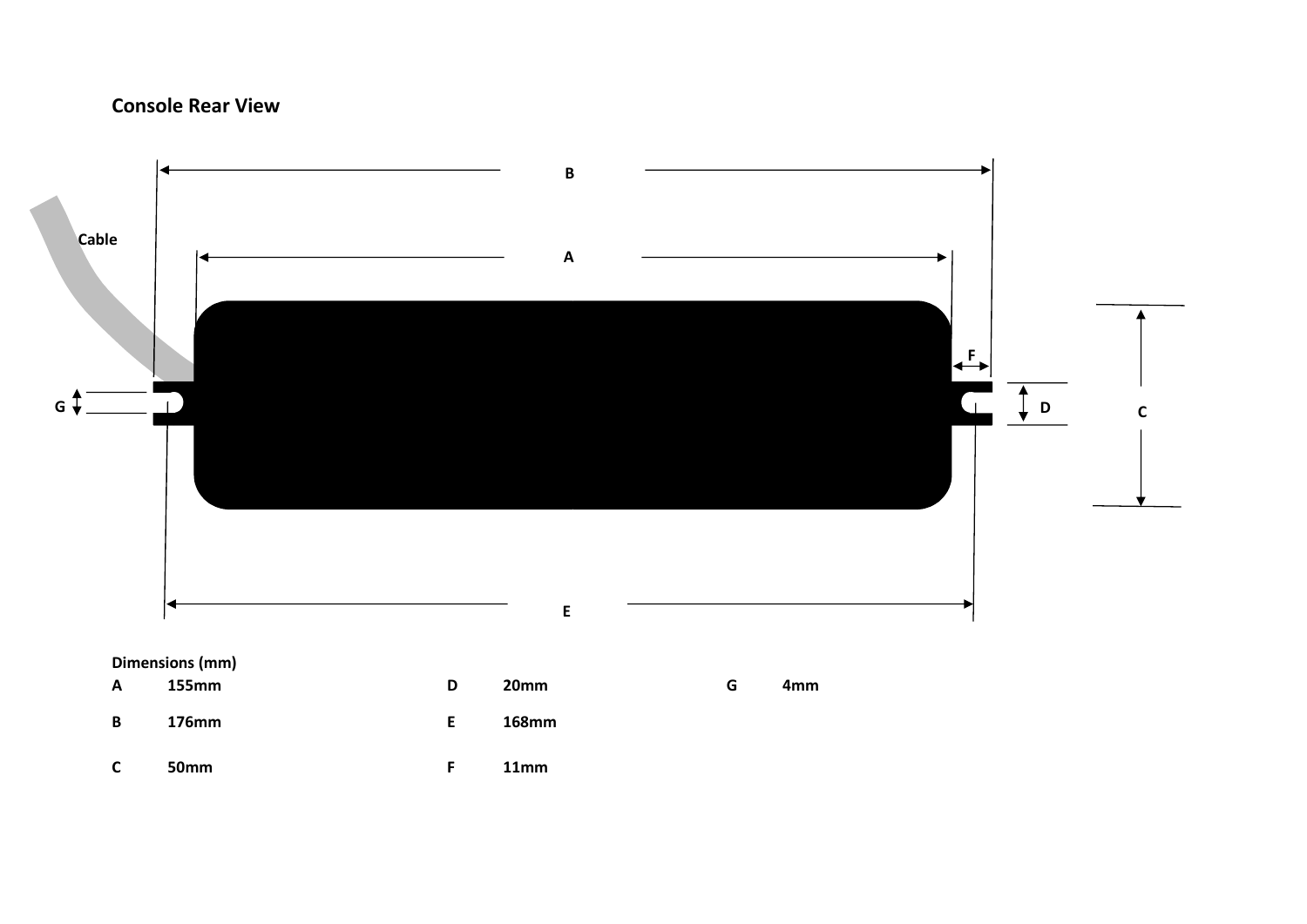## Console Rear View

B

Cable

A

F

G

D

C

E

**Dimensions (mm)**

| | | | | | |
|---|---|---|---|---|---|
| **A** | **155mm** | **D** | **20mm** | **G** | **4mm** |
| **B** | **176mm** | **E** | **168mm** | | |
| **C** | **50mm** | **F** | **11mm** | | |